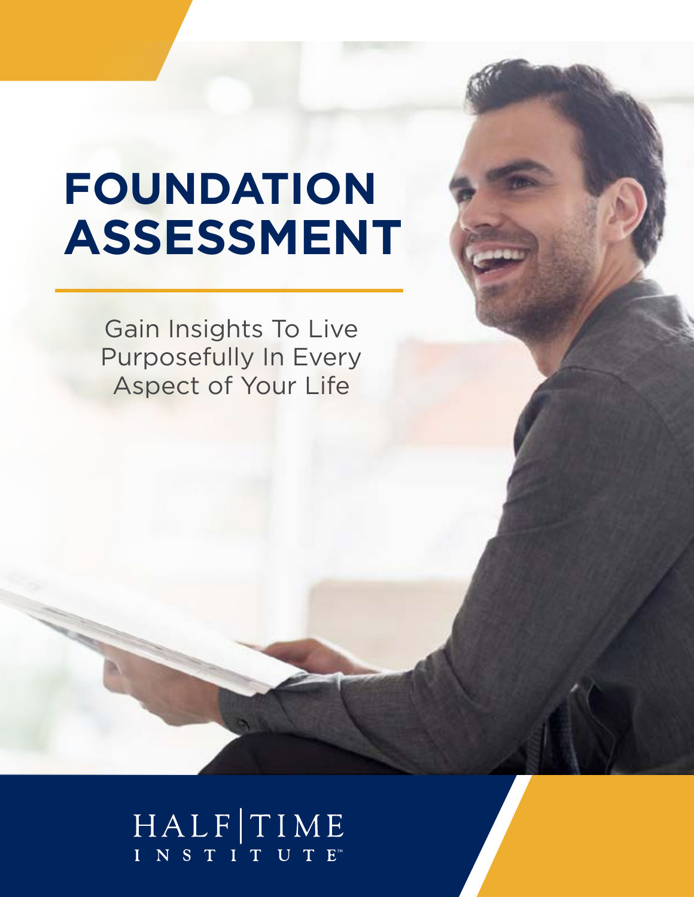# FOUNDATION ASSESSMENT

Gain Insights To Live Purposefully In Every Aspect of Your Life

HALF|TIME INSTITUTE™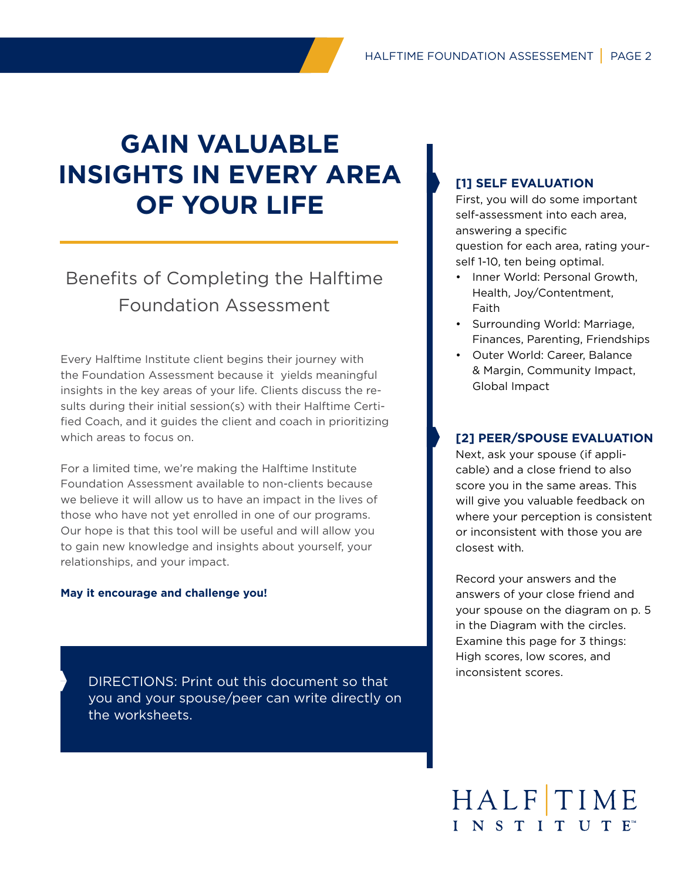# GAIN VALUABLE INSIGHTS IN EVERY AREA OF YOUR LIFE

## Benefits of Completing the Halftime Foundation Assessment

Every Halftime Institute client begins their journey with the Foundation Assessment because it yields meaningful insights in the key areas of your life. Clients discuss the results during their initial session(s) with their Halftime Certified Coach, and it guides the client and coach in prioritizing which areas to focus on.

For a limited time, we're making the Halftime Institute Foundation Assessment available to non-clients because we believe it will allow us to have an impact in the lives of those who have not yet enrolled in one of our programs. Our hope is that this tool will be useful and will allow you to gain new knowledge and insights about yourself, your relationships, and your impact.

**May it encourage and challenge you!**

DIRECTIONS: Print out this document so that you and your spouse/peer can write directly on the worksheets.

### [1] SELF EVALUATION

First, you will do some important self-assessment into each area, answering a specific question for each area, rating yourself 1-10, ten being optimal.

- Inner World: Personal Growth, Health, Joy/Contentment, Faith
- Surrounding World: Marriage, Finances, Parenting, Friendships
- Outer World: Career, Balance & Margin, Community Impact, Global Impact

### [2] PEER/SPOUSE EVALUATION

Next, ask your spouse (if applicable) and a close friend to also score you in the same areas. This will give you valuable feedback on where your perception is consistent or inconsistent with those you are closest with.

Record your answers and the answers of your close friend and your spouse on the diagram on p. 5 in the Diagram with the circles. Examine this page for 3 things: High scores, low scores, and inconsistent scores.

HALF | TIME INSTITUTE™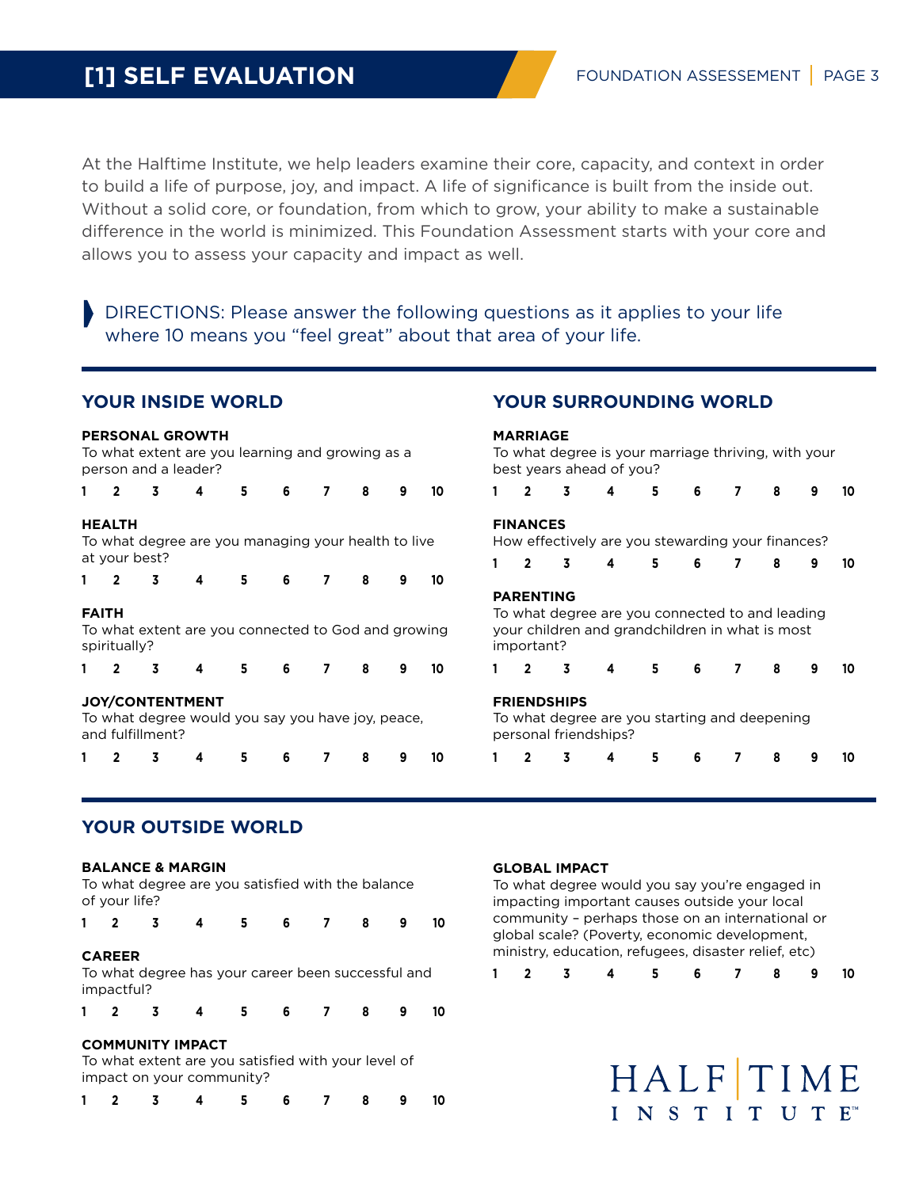# [1] SELF EVALUATION

At the Halftime Institute, we help leaders examine their core, capacity, and context in order to build a life of purpose, joy, and impact. A life of significance is built from the inside out. Without a solid core, or foundation, from which to grow, your ability to make a sustainable difference in the world is minimized. This Foundation Assessment starts with your core and allows you to assess your capacity and impact as well.

DIRECTIONS: Please answer the following questions as it applies to your life where 10 means you "feel great" about that area of your life.

## YOUR INSIDE WORLD

**PERSONAL GROWTH**
To what extent are you learning and growing as a person and a leader?

1 2 3 4 5 6 7 8 9 10

**HEALTH**
To what degree are you managing your health to live at your best?

1 2 3 4 5 6 7 8 9 10

**FAITH**
To what extent are you connected to God and growing spiritually?

1 2 3 4 5 6 7 8 9 10

**JOY/CONTENTMENT**
To what degree would you say you have joy, peace, and fulfillment?

1 2 3 4 5 6 7 8 9 10

## YOUR SURROUNDING WORLD

**MARRIAGE**
To what degree is your marriage thriving, with your best years ahead of you?

1 2 3 4 5 6 7 8 9 10

**FINANCES**
How effectively are you stewarding your finances?

1 2 3 4 5 6 7 8 9 10

**PARENTING**
To what degree are you connected to and leading your children and grandchildren in what is most important?

1 2 3 4 5 6 7 8 9 10

**FRIENDSHIPS**
To what degree are you starting and deepening personal friendships?

1 2 3 4 5 6 7 8 9 10

## YOUR OUTSIDE WORLD

**BALANCE & MARGIN**
To what degree are you satisfied with the balance of your life?

1 2 3 4 5 6 7 8 9 10

**CAREER**
To what degree has your career been successful and impactful?

1 2 3 4 5 6 7 8 9 10

**COMMUNITY IMPACT**
To what extent are you satisfied with your level of impact on your community?

1 2 3 4 5 6 7 8 9 10

**GLOBAL IMPACT**
To what degree would you say you're engaged in impacting important causes outside your local community – perhaps those on an international or global scale? (Poverty, economic development, ministry, education, refugees, disaster relief, etc)

1 2 3 4 5 6 7 8 9 10

HALF|TIME INSTITUTE™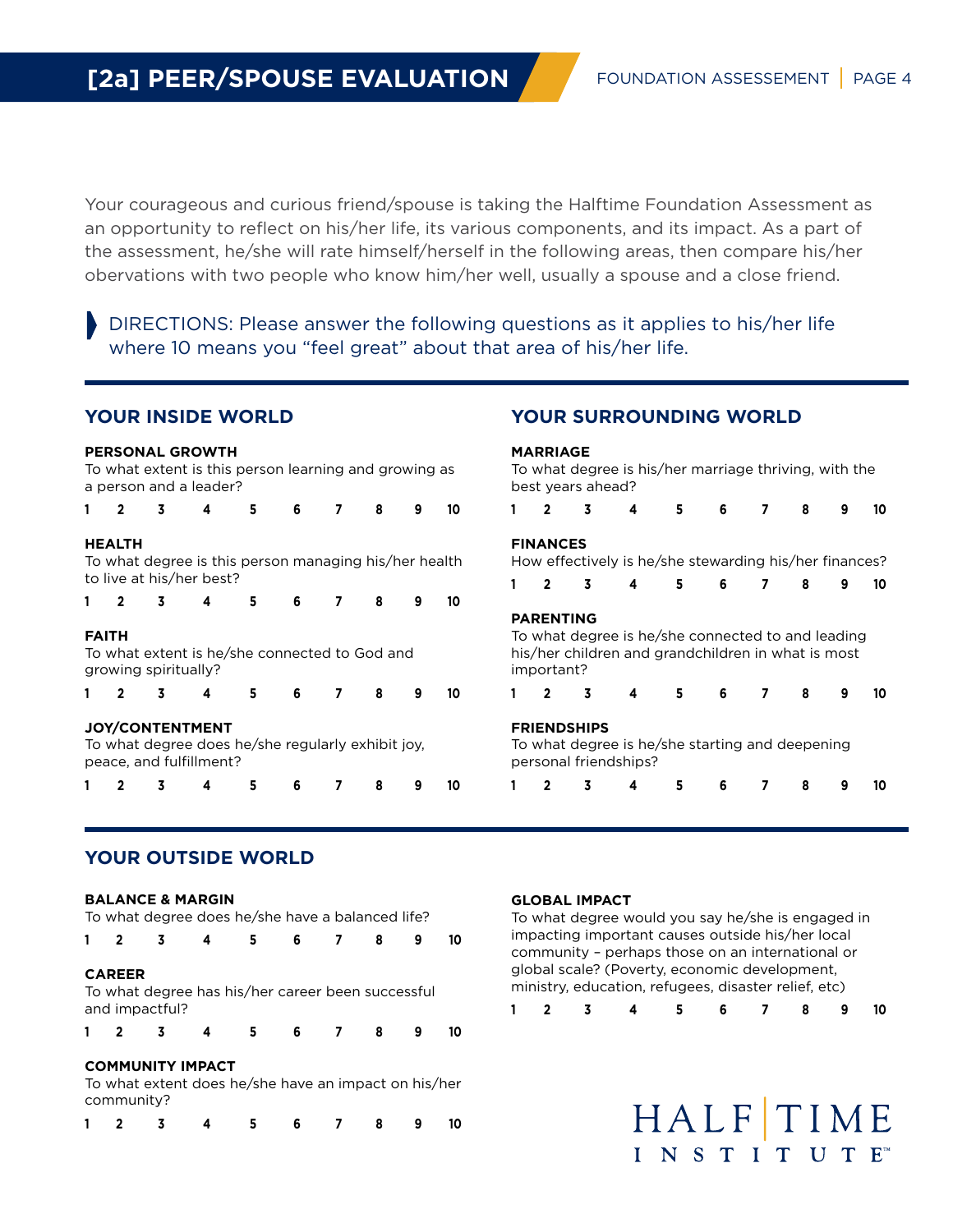# [2a] PEER/SPOUSE EVALUATION

Your courageous and curious friend/spouse is taking the Halftime Foundation Assessment as an opportunity to reflect on his/her life, its various components, and its impact. As a part of the assessment, he/she will rate himself/herself in the following areas, then compare his/her obervations with two people who know him/her well, usually a spouse and a close friend.

DIRECTIONS: Please answer the following questions as it applies to his/her life where 10 means you "feel great" about that area of his/her life.

## YOUR INSIDE WORLD

**PERSONAL GROWTH**
To what extent is this person learning and growing as a person and a leader?

1 2 3 4 5 6 7 8 9 10

**HEALTH**
To what degree is this person managing his/her health to live at his/her best?

1 2 3 4 5 6 7 8 9 10

**FAITH**
To what extent is he/she connected to God and growing spiritually?

1 2 3 4 5 6 7 8 9 10

**JOY/CONTENTMENT**
To what degree does he/she regularly exhibit joy, peace, and fulfillment?

1 2 3 4 5 6 7 8 9 10

## YOUR SURROUNDING WORLD

**MARRIAGE**
To what degree is his/her marriage thriving, with the best years ahead?

1 2 3 4 5 6 7 8 9 10

**FINANCES**
How effectively is he/she stewarding his/her finances?

1 2 3 4 5 6 7 8 9 10

**PARENTING**
To what degree is he/she connected to and leading his/her children and grandchildren in what is most important?

1 2 3 4 5 6 7 8 9 10

**FRIENDSHIPS**
To what degree is he/she starting and deepening personal friendships?

1 2 3 4 5 6 7 8 9 10

## YOUR OUTSIDE WORLD

**BALANCE & MARGIN**
To what degree does he/she have a balanced life?

1 2 3 4 5 6 7 8 9 10

**CAREER**
To what degree has his/her career been successful and impactful?

1 2 3 4 5 6 7 8 9 10

**COMMUNITY IMPACT**
To what extent does he/she have an impact on his/her community?

1 2 3 4 5 6 7 8 9 10

**GLOBAL IMPACT**
To what degree would you say he/she is engaged in impacting important causes outside his/her local community – perhaps those on an international or global scale? (Poverty, economic development, ministry, education, refugees, disaster relief, etc)

1 2 3 4 5 6 7 8 9 10

HALFTIME INSTITUTE™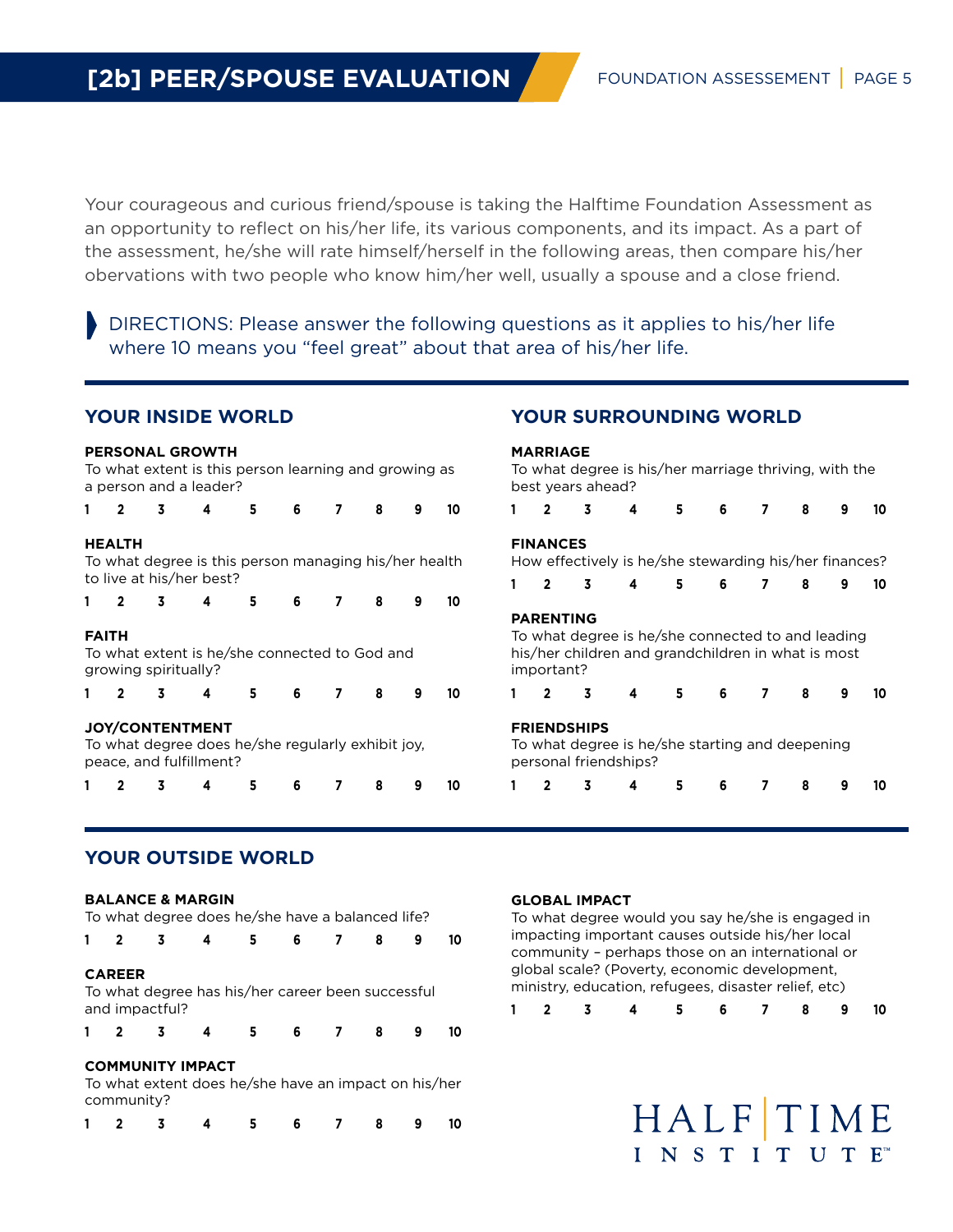# [2b] PEER/SPOUSE EVALUATION

Your courageous and curious friend/spouse is taking the Halftime Foundation Assessment as an opportunity to reflect on his/her life, its various components, and its impact. As a part of the assessment, he/she will rate himself/herself in the following areas, then compare his/her obervations with two people who know him/her well, usually a spouse and a close friend.

DIRECTIONS: Please answer the following questions as it applies to his/her life where 10 means you "feel great" about that area of his/her life.

## YOUR INSIDE WORLD

**PERSONAL GROWTH**
To what extent is this person learning and growing as a person and a leader?

**1 2 3 4 5 6 7 8 9 10**

**HEALTH**
To what degree is this person managing his/her health to live at his/her best?

**1 2 3 4 5 6 7 8 9 10**

**FAITH**
To what extent is he/she connected to God and growing spiritually?

**1 2 3 4 5 6 7 8 9 10**

**JOY/CONTENTMENT**
To what degree does he/she regularly exhibit joy, peace, and fulfillment?

**1 2 3 4 5 6 7 8 9 10**

## YOUR SURROUNDING WORLD

**MARRIAGE**
To what degree is his/her marriage thriving, with the best years ahead?

**1 2 3 4 5 6 7 8 9 10**

**FINANCES**
How effectively is he/she stewarding his/her finances?

**1 2 3 4 5 6 7 8 9 10**

**PARENTING**
To what degree is he/she connected to and leading his/her children and grandchildren in what is most important?

**1 2 3 4 5 6 7 8 9 10**

**FRIENDSHIPS**
To what degree is he/she starting and deepening personal friendships?

**1 2 3 4 5 6 7 8 9 10**

## YOUR OUTSIDE WORLD

**BALANCE & MARGIN**
To what degree does he/she have a balanced life?

**1 2 3 4 5 6 7 8 9 10**

**CAREER**
To what degree has his/her career been successful and impactful?

**1 2 3 4 5 6 7 8 9 10**

**COMMUNITY IMPACT**
To what extent does he/she have an impact on his/her community?

**1 2 3 4 5 6 7 8 9 10**

**GLOBAL IMPACT**
To what degree would you say he/she is engaged in impacting important causes outside his/her local community – perhaps those on an international or global scale? (Poverty, economic development, ministry, education, refugees, disaster relief, etc)

**1 2 3 4 5 6 7 8 9 10**

HALFTIME INSTITUTE™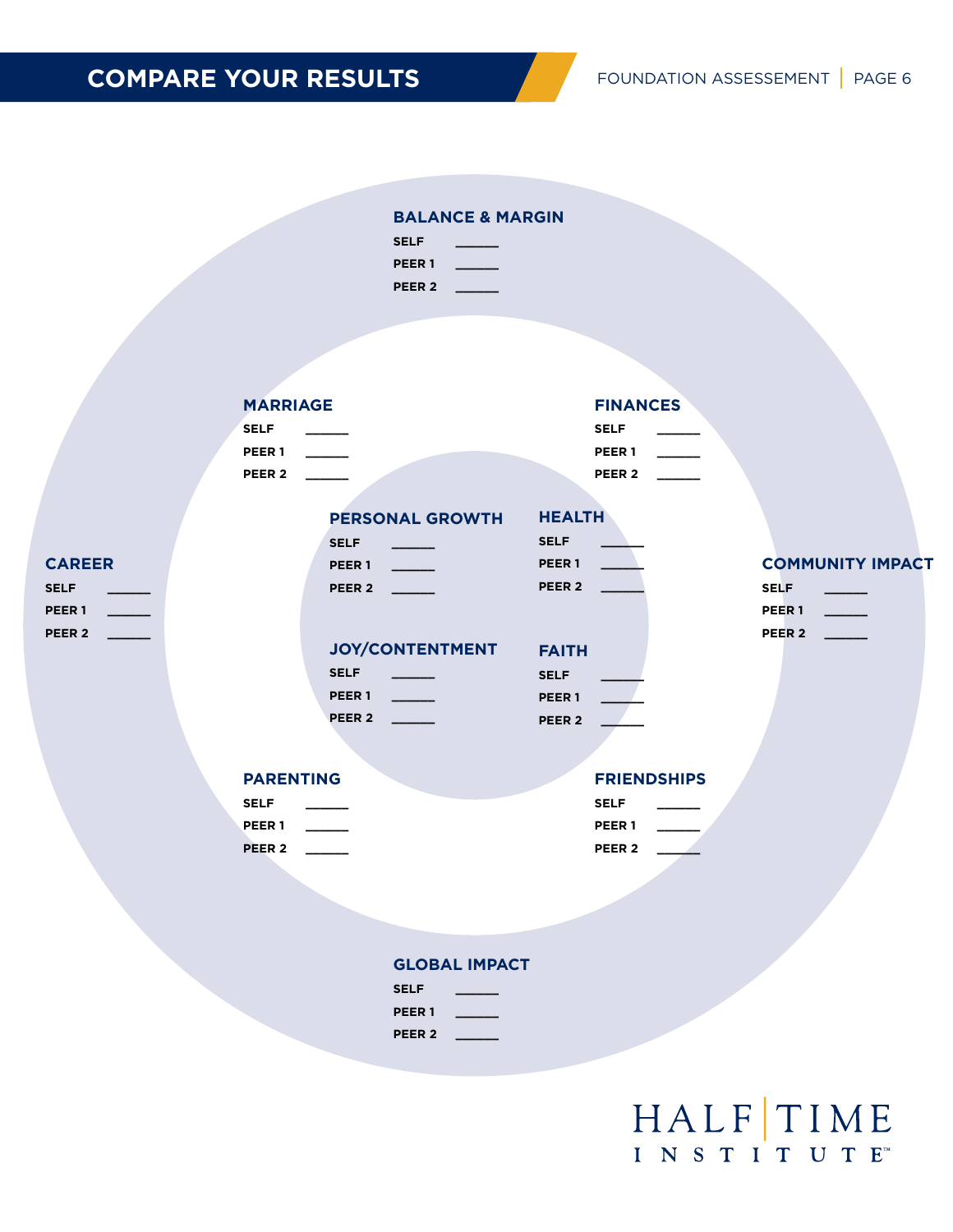# COMPARE YOUR RESULTS

### BALANCE & MARGIN

SELF ______
PEER 1 ______
PEER 2 ______

### MARRIAGE

SELF ______
PEER 1 ______
PEER 2 ______

### FINANCES

SELF ______
PEER 1 ______
PEER 2 ______

### CAREER

SELF ______
PEER 1 ______
PEER 2 ______

### PERSONAL GROWTH

SELF ______
PEER 1 ______
PEER 2 ______

### HEALTH

SELF ______
PEER 1 ______
PEER 2 ______

### COMMUNITY IMPACT

SELF ______
PEER 1 ______
PEER 2 ______

### JOY/CONTENTMENT

SELF ______
PEER 1 ______
PEER 2 ______

### FAITH

SELF ______
PEER 1 ______
PEER 2 ______

### PARENTING

SELF ______
PEER 1 ______
PEER 2 ______

### FRIENDSHIPS

SELF ______
PEER 1 ______
PEER 2 ______

### GLOBAL IMPACT

SELF ______
PEER 1 ______
PEER 2 ______

HALF TIME INSTITUTE™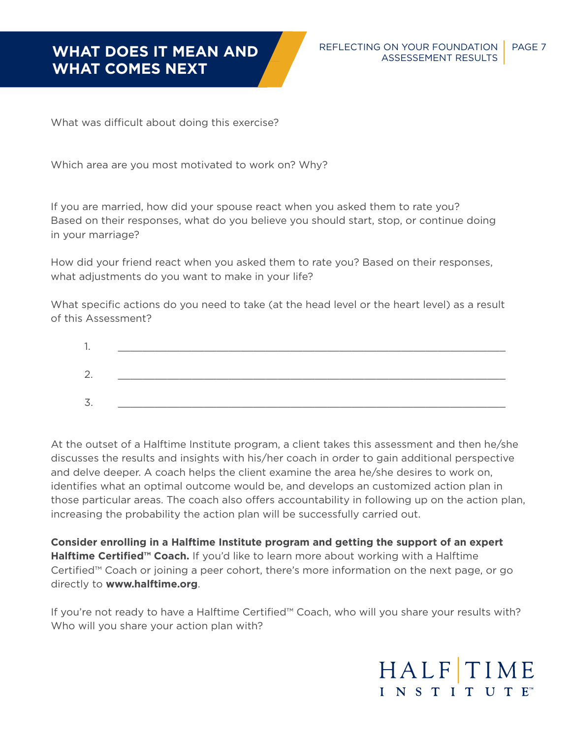# WHAT DOES IT MEAN AND WHAT COMES NEXT

What was difficult about doing this exercise?

Which area are you most motivated to work on? Why?

If you are married, how did your spouse react when you asked them to rate you? Based on their responses, what do you believe you should start, stop, or continue doing in your marriage?

How did your friend react when you asked them to rate you? Based on their responses, what adjustments do you want to make in your life?

What specific actions do you need to take (at the head level or the heart level) as a result of this Assessment?

1. ____________________________________________________________

2. ____________________________________________________________

3. ____________________________________________________________

At the outset of a Halftime Institute program, a client takes this assessment and then he/she discusses the results and insights with his/her coach in order to gain additional perspective and delve deeper. A coach helps the client examine the area he/she desires to work on, identifies what an optimal outcome would be, and develops an customized action plan in those particular areas. The coach also offers accountability in following up on the action plan, increasing the probability the action plan will be successfully carried out.

**Consider enrolling in a Halftime Institute program and getting the support of an expert Halftime Certified™ Coach.** If you'd like to learn more about working with a Halftime Certified™ Coach or joining a peer cohort, there's more information on the next page, or go directly to **www.halftime.org**.

If you're not ready to have a Halftime Certified™ Coach, who will you share your results with? Who will you share your action plan with?

HALF | TIME INSTITUTE™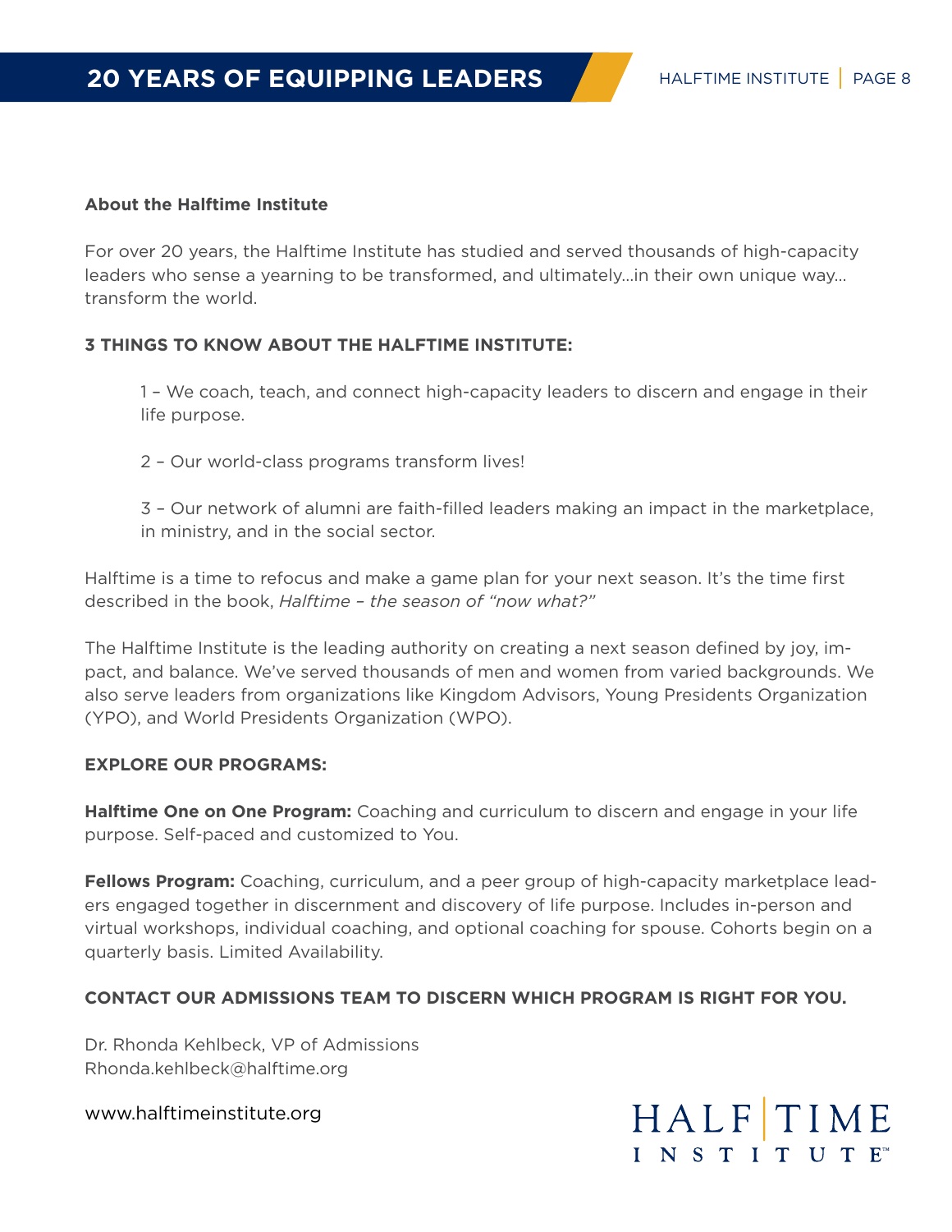**About the Halftime Institute**

For over 20 years, the Halftime Institute has studied and served thousands of high-capacity leaders who sense a yearning to be transformed, and ultimately…in their own unique way… transform the world.

**3 THINGS TO KNOW ABOUT THE HALFTIME INSTITUTE:**

1 – We coach, teach, and connect high-capacity leaders to discern and engage in their life purpose.

2 – Our world-class programs transform lives!

3 – Our network of alumni are faith-filled leaders making an impact in the marketplace, in ministry, and in the social sector.

Halftime is a time to refocus and make a game plan for your next season. It's the time first described in the book, *Halftime – the season of "now what?"*

The Halftime Institute is the leading authority on creating a next season defined by joy, impact, and balance. We've served thousands of men and women from varied backgrounds. We also serve leaders from organizations like Kingdom Advisors, Young Presidents Organization (YPO), and World Presidents Organization (WPO).

**EXPLORE OUR PROGRAMS:**

**Halftime One on One Program:** Coaching and curriculum to discern and engage in your life purpose. Self-paced and customized to You.

**Fellows Program:** Coaching, curriculum, and a peer group of high-capacity marketplace leaders engaged together in discernment and discovery of life purpose. Includes in-person and virtual workshops, individual coaching, and optional coaching for spouse. Cohorts begin on a quarterly basis. Limited Availability.

**CONTACT OUR ADMISSIONS TEAM TO DISCERN WHICH PROGRAM IS RIGHT FOR YOU.**

Dr. Rhonda Kehlbeck, VP of Admissions
Rhonda.kehlbeck@halftime.org

www.halftimeinstitute.org

HALF | TIME INSTITUTE™